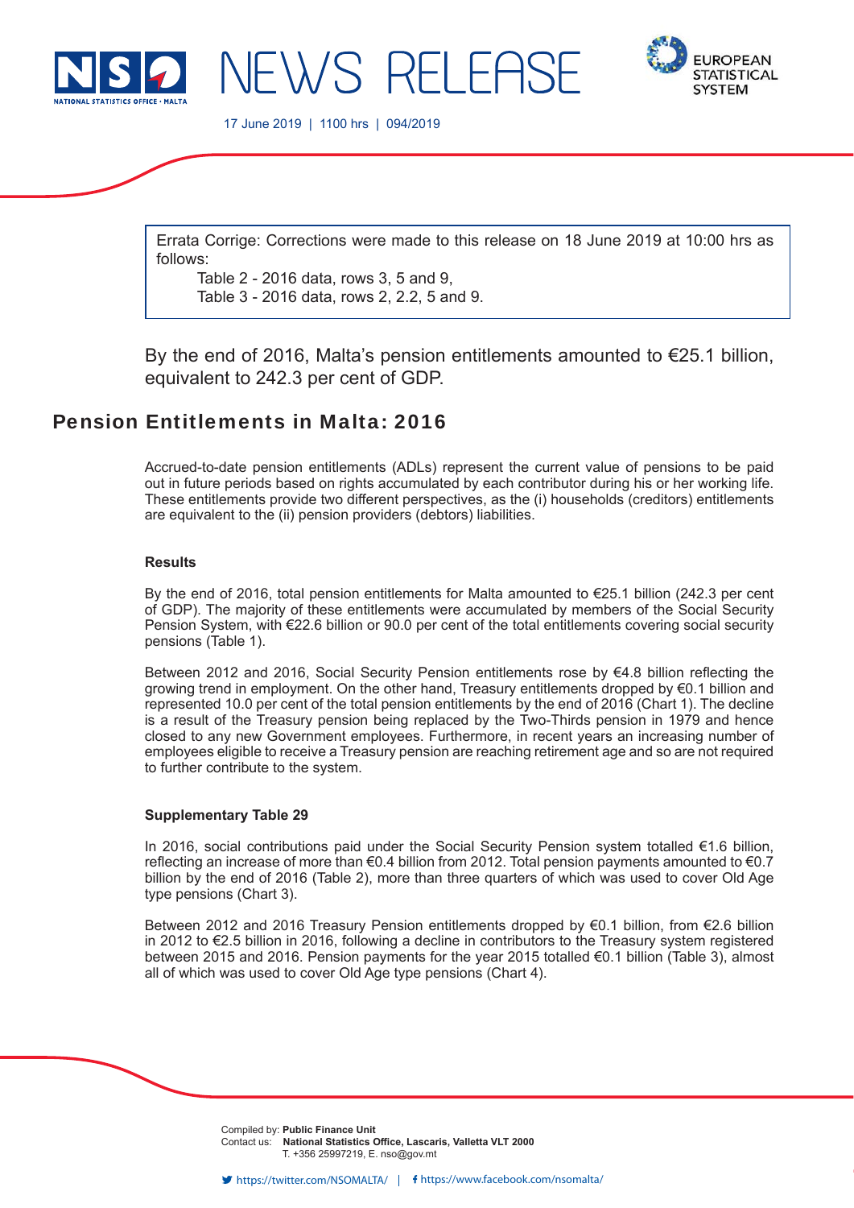NEWS RELEASE

17 June 2019 | 1100 hrs | 094/2019

Errata Corrige: Corrections were made to this release on 18 June 2019 at 10:00 hrs as follows:

Table 2 - 2016 data, rows 3, 5 and 9,
Table 3 - 2016 data, rows 2, 2.2, 5 and 9.

By the end of 2016, Malta's pension entitlements amounted to €25.1 billion, equivalent to 242.3 per cent of GDP.

# Pension Entitlements in Malta: 2016

Accrued-to-date pension entitlements (ADLs) represent the current value of pensions to be paid out in future periods based on rights accumulated by each contributor during his or her working life. These entitlements provide two different perspectives, as the (i) households (creditors) entitlements are equivalent to the (ii) pension providers (debtors) liabilities.

### Results

By the end of 2016, total pension entitlements for Malta amounted to €25.1 billion (242.3 per cent of GDP). The majority of these entitlements were accumulated by members of the Social Security Pension System, with €22.6 billion or 90.0 per cent of the total entitlements covering social security pensions (Table 1).

Between 2012 and 2016, Social Security Pension entitlements rose by €4.8 billion reflecting the growing trend in employment. On the other hand, Treasury entitlements dropped by €0.1 billion and represented 10.0 per cent of the total pension entitlements by the end of 2016 (Chart 1). The decline is a result of the Treasury pension being replaced by the Two-Thirds pension in 1979 and hence closed to any new Government employees. Furthermore, in recent years an increasing number of employees eligible to receive a Treasury pension are reaching retirement age and so are not required to further contribute to the system.

### Supplementary Table 29

In 2016, social contributions paid under the Social Security Pension system totalled €1.6 billion, reflecting an increase of more than €0.4 billion from 2012. Total pension payments amounted to €0.7 billion by the end of 2016 (Table 2), more than three quarters of which was used to cover Old Age type pensions (Chart 3).

Between 2012 and 2016 Treasury Pension entitlements dropped by €0.1 billion, from €2.6 billion in 2012 to €2.5 billion in 2016, following a decline in contributors to the Treasury system registered between 2015 and 2016. Pension payments for the year 2015 totalled €0.1 billion (Table 3), almost all of which was used to cover Old Age type pensions (Chart 4).

Compiled by: **Public Finance Unit**
Contact us: **National Statistics Office, Lascaris, Valletta VLT 2000**
T. +356 25997219, E. nso@gov.mt

https://twitter.com/NSOMALTA/ | https://www.facebook.com/nsomalta/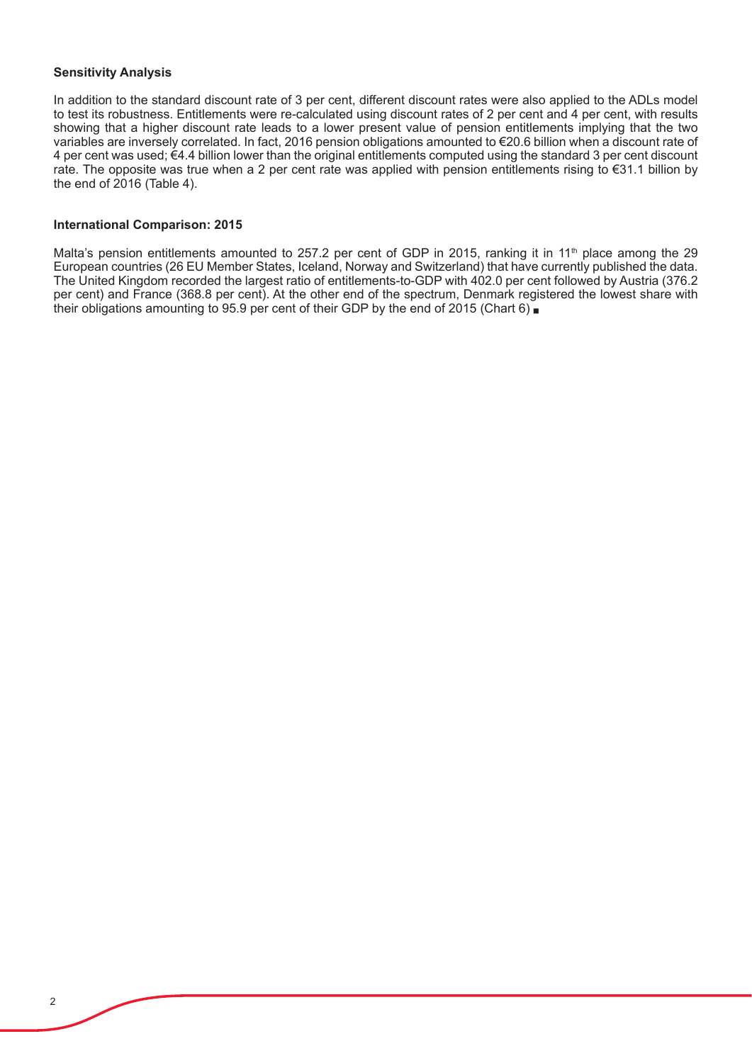### Sensitivity Analysis

In addition to the standard discount rate of 3 per cent, different discount rates were also applied to the ADLs model to test its robustness. Entitlements were re-calculated using discount rates of 2 per cent and 4 per cent, with results showing that a higher discount rate leads to a lower present value of pension entitlements implying that the two variables are inversely correlated. In fact, 2016 pension obligations amounted to €20.6 billion when a discount rate of 4 per cent was used; €4.4 billion lower than the original entitlements computed using the standard 3 per cent discount rate. The opposite was true when a 2 per cent rate was applied with pension entitlements rising to €31.1 billion by the end of 2016 (Table 4).

### International Comparison: 2015

Malta's pension entitlements amounted to 257.2 per cent of GDP in 2015, ranking it in 11th place among the 29 European countries (26 EU Member States, Iceland, Norway and Switzerland) that have currently published the data. The United Kingdom recorded the largest ratio of entitlements-to-GDP with 402.0 per cent followed by Austria (376.2 per cent) and France (368.8 per cent). At the other end of the spectrum, Denmark registered the lowest share with their obligations amounting to 95.9 per cent of their GDP by the end of 2015 (Chart 6) ■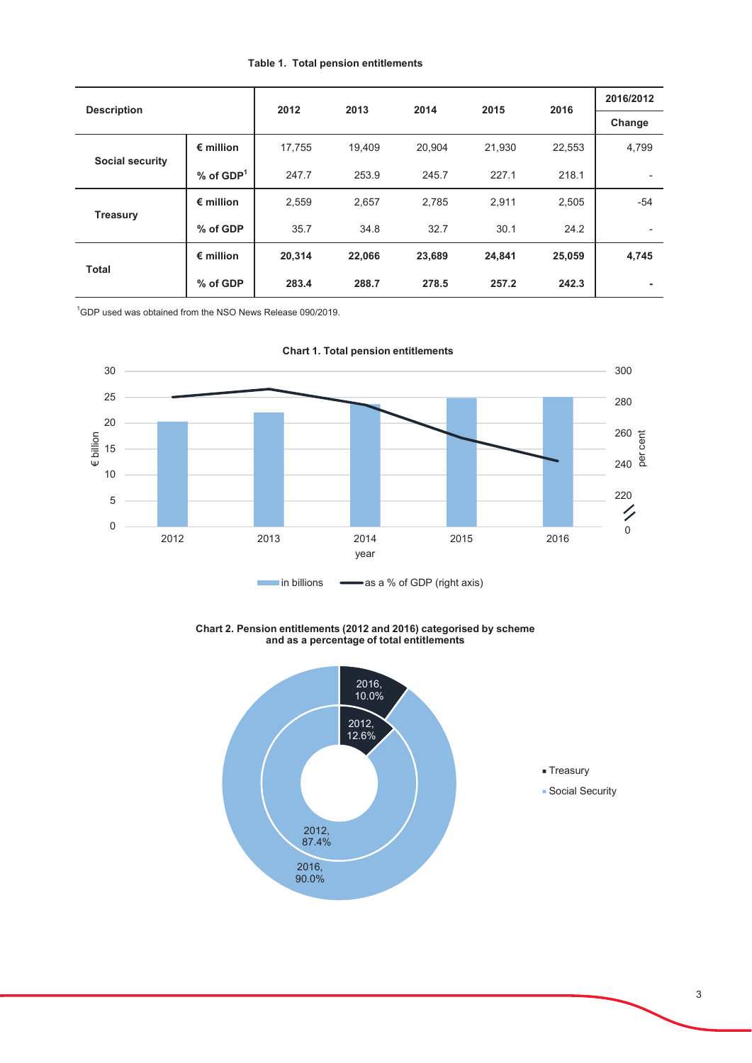**Table 1. Total pension entitlements**

| Description | | 2012 | 2013 | 2014 | 2015 | 2016 | 2016/2012 Change |
|---|---|---|---|---|---|---|---|
| Social security | € million | 17,755 | 19,409 | 20,904 | 21,930 | 22,553 | 4,799 |
| | % of GDP[1] | 247.7 | 253.9 | 245.7 | 227.1 | 218.1 | - |
| Treasury | € million | 2,559 | 2,657 | 2,785 | 2,911 | 2,505 | -54 |
| | % of GDP | 35.7 | 34.8 | 32.7 | 30.1 | 24.2 | - |
| **Total** | € million | **20,314** | **22,066** | **23,689** | **24,841** | **25,059** | **4,745** |
| | % of GDP | **283.4** | **288.7** | **278.5** | **257.2** | **242.3** | **-** |

[1]GDP used was obtained from the NSO News Release 090/2019.

**Chart 1. Total pension entitlements**

**Chart 2. Pension entitlements (2012 and 2016) categorised by scheme and as a percentage of total entitlements**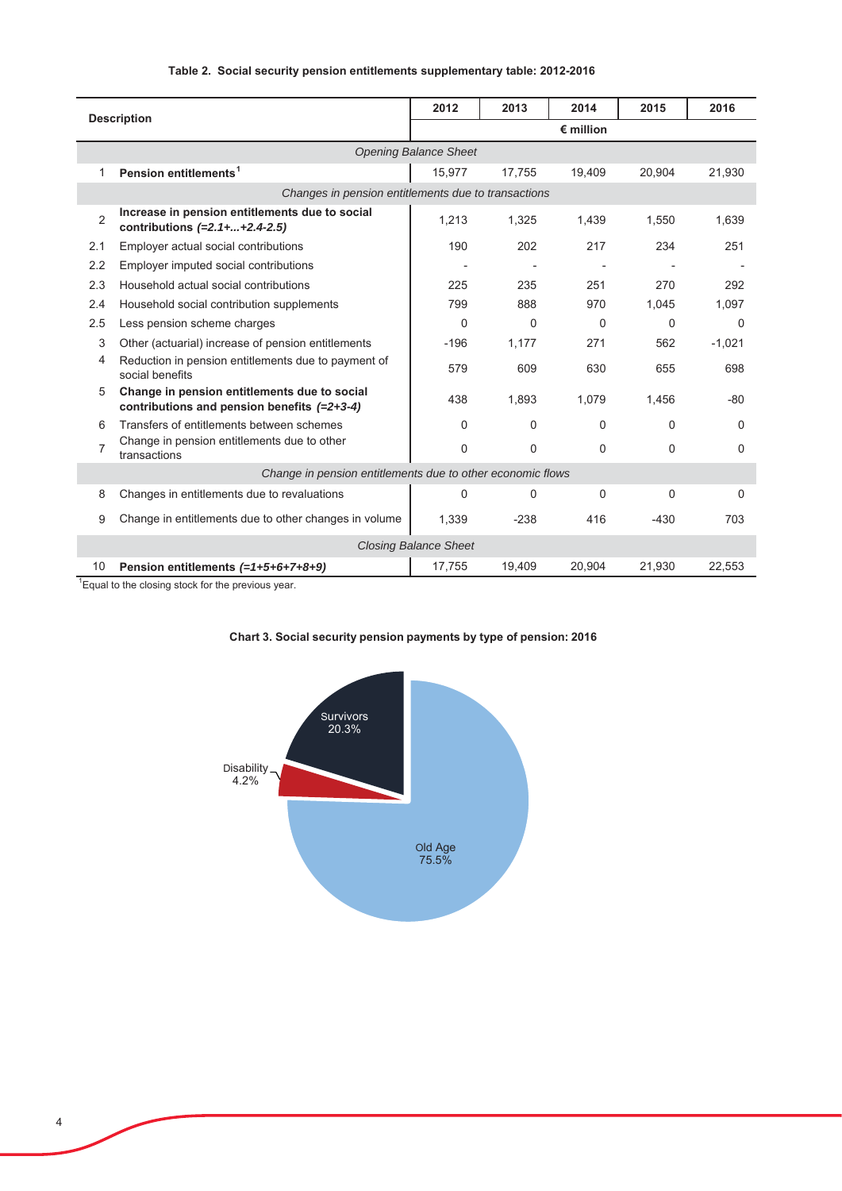**Table 2. Social security pension entitlements supplementary table: 2012-2016**

| | Description | 2012 | 2013 | 2014 | 2015 | 2016 |
|---|---|---|---|---|---|---|
| | | € million | | | | |
| | *Opening Balance Sheet* | | | | | |
| 1 | **Pension entitlements**[1] | 15,977 | 17,755 | 19,409 | 20,904 | 21,930 |
| | *Changes in pension entitlements due to transactions* | | | | | |
| 2 | **Increase in pension entitlements due to social contributions** ***(=2.1+...+2.4-2.5)*** | 1,213 | 1,325 | 1,439 | 1,550 | 1,639 |
| 2.1 | Employer actual social contributions | 190 | 202 | 217 | 234 | 251 |
| 2.2 | Employer imputed social contributions | - | - | - | - | - |
| 2.3 | Household actual social contributions | 225 | 235 | 251 | 270 | 292 |
| 2.4 | Household social contribution supplements | 799 | 888 | 970 | 1,045 | 1,097 |
| 2.5 | Less pension scheme charges | 0 | 0 | 0 | 0 | 0 |
| 3 | Other (actuarial) increase of pension entitlements | -196 | 1,177 | 271 | 562 | -1,021 |
| 4 | Reduction in pension entitlements due to payment of social benefits | 579 | 609 | 630 | 655 | 698 |
| 5 | **Change in pension entitlements due to social contributions and pension benefits** ***(=2+3-4)*** | 438 | 1,893 | 1,079 | 1,456 | -80 |
| 6 | Transfers of entitlements between schemes | 0 | 0 | 0 | 0 | 0 |
| 7 | Change in pension entitlements due to other transactions | 0 | 0 | 0 | 0 | 0 |
| | *Change in pension entitlements due to other economic flows* | | | | | |
| 8 | Changes in entitlements due to revaluations | 0 | 0 | 0 | 0 | 0 |
| 9 | Change in entitlements due to other changes in volume | 1,339 | -238 | 416 | -430 | 703 |
| | *Closing Balance Sheet* | | | | | |
| 10 | **Pension entitlements** ***(=1+5+6+7+8+9)*** | 17,755 | 19,409 | 20,904 | 21,930 | 22,553 |

[1]Equal to the closing stock for the previous year.

**Chart 3. Social security pension payments by type of pension: 2016**

Survivors 20.3%
Disability 4.2%
Old Age 75.5%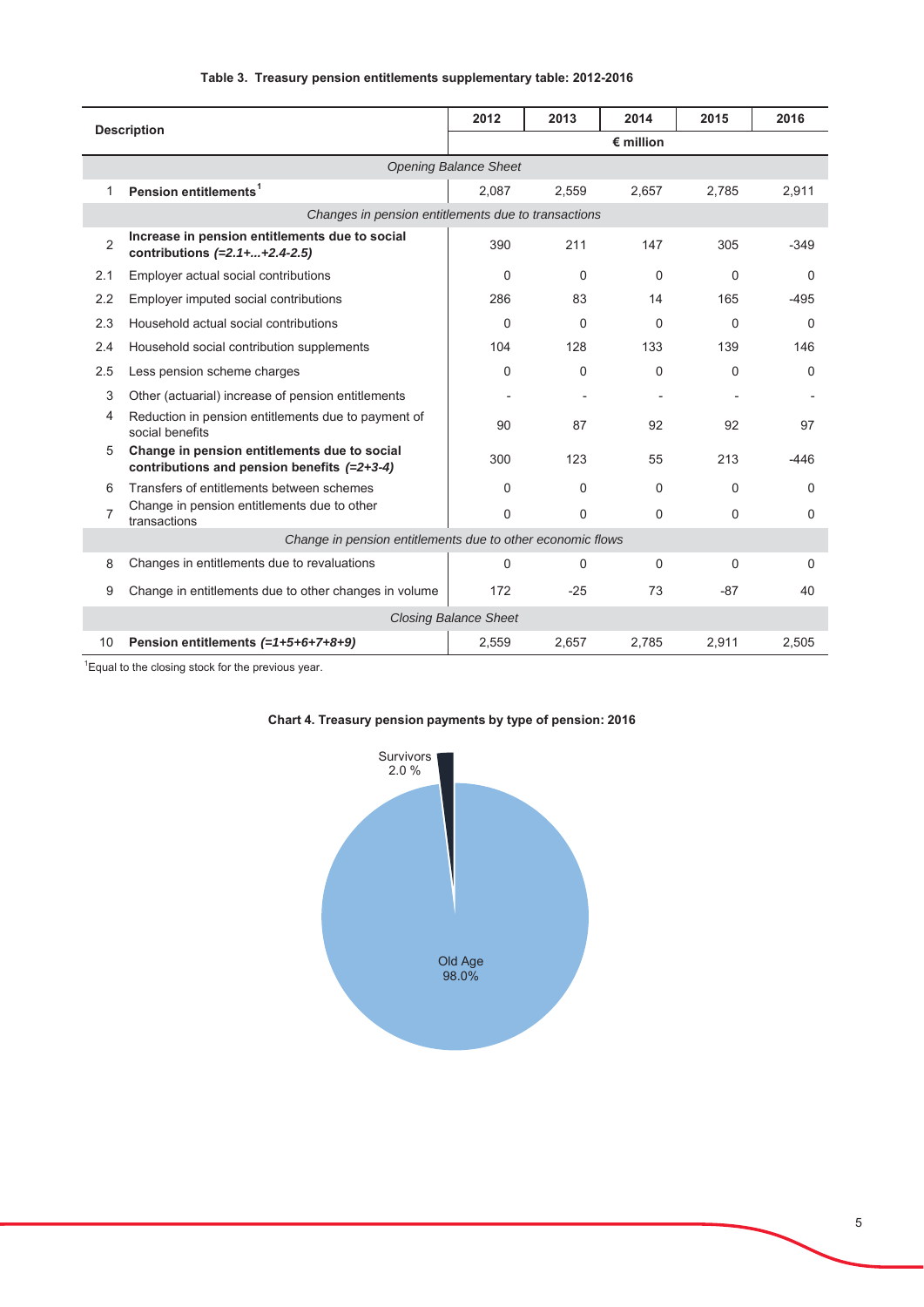**Table 3. Treasury pension entitlements supplementary table: 2012-2016**

| | Description | 2012 | 2013 | 2014 | 2015 | 2016 |
|---|---|---|---|---|---|---|
| | | € million | | | | |
| | *Opening Balance Sheet* | | | | | |
| 1 | **Pension entitlements**[1] | 2,087 | 2,559 | 2,657 | 2,785 | 2,911 |
| | *Changes in pension entitlements due to transactions* | | | | | |
| 2 | **Increase in pension entitlements due to social contributions *(=2.1+...+2.4-2.5)*** | 390 | 211 | 147 | 305 | -349 |
| 2.1 | Employer actual social contributions | 0 | 0 | 0 | 0 | 0 |
| 2.2 | Employer imputed social contributions | 286 | 83 | 14 | 165 | -495 |
| 2.3 | Household actual social contributions | 0 | 0 | 0 | 0 | 0 |
| 2.4 | Household social contribution supplements | 104 | 128 | 133 | 139 | 146 |
| 2.5 | Less pension scheme charges | 0 | 0 | 0 | 0 | 0 |
| 3 | Other (actuarial) increase of pension entitlements | - | - | - | - | - |
| 4 | Reduction in pension entitlements due to payment of social benefits | 90 | 87 | 92 | 92 | 97 |
| 5 | **Change in pension entitlements due to social contributions and pension benefits *(=2+3-4)*** | 300 | 123 | 55 | 213 | -446 |
| 6 | Transfers of entitlements between schemes | 0 | 0 | 0 | 0 | 0 |
| 7 | Change in pension entitlements due to other transactions | 0 | 0 | 0 | 0 | 0 |
| | *Change in pension entitlements due to other economic flows* | | | | | |
| 8 | Changes in entitlements due to revaluations | 0 | 0 | 0 | 0 | 0 |
| 9 | Change in entitlements due to other changes in volume | 172 | -25 | 73 | -87 | 40 |
| | *Closing Balance Sheet* | | | | | |
| 10 | **Pension entitlements *(=1+5+6+7+8+9)*** | 2,559 | 2,657 | 2,785 | 2,911 | 2,505 |

[1]Equal to the closing stock for the previous year.

**Chart 4. Treasury pension payments by type of pension: 2016**

Survivors 2.0 %

Old Age 98.0%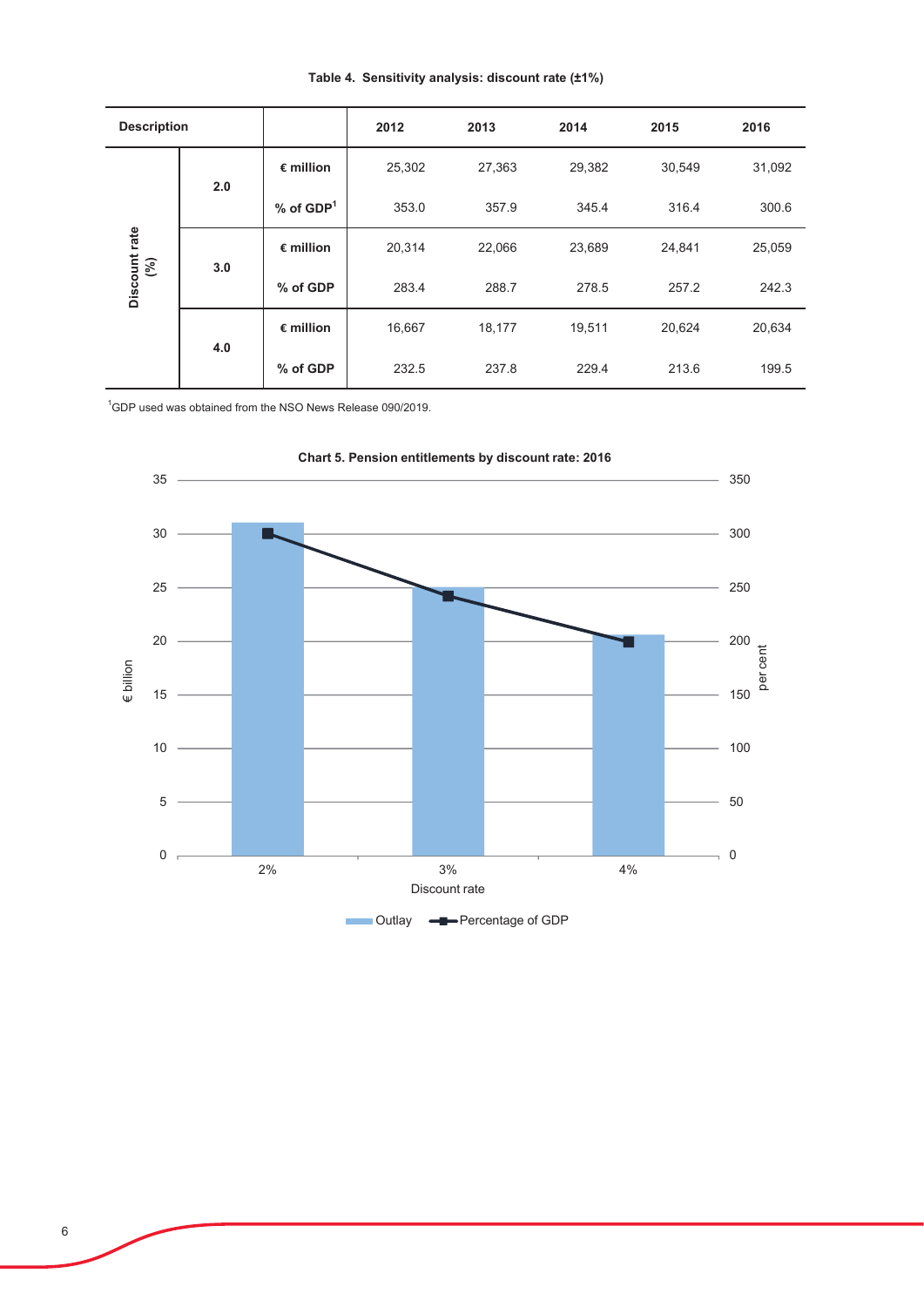**Table 4. Sensitivity analysis: discount rate (±1%)**

| Description | | | 2012 | 2013 | 2014 | 2015 | 2016 |
|---|---|---|---|---|---|---|---|
| Discount rate (%) | 2.0 | € million | 25,302 | 27,363 | 29,382 | 30,549 | 31,092 |
| | | % of GDP[1] | 353.0 | 357.9 | 345.4 | 316.4 | 300.6 |
| | 3.0 | € million | 20,314 | 22,066 | 23,689 | 24,841 | 25,059 |
| | | % of GDP | 283.4 | 288.7 | 278.5 | 257.2 | 242.3 |
| | 4.0 | € million | 16,667 | 18,177 | 19,511 | 20,624 | 20,634 |
| | | % of GDP | 232.5 | 237.8 | 229.4 | 213.6 | 199.5 |

[1]GDP used was obtained from the NSO News Release 090/2019.

**Chart 5. Pension entitlements by discount rate: 2016**

| Discount rate | Outlay (€ billion) | Percentage of GDP (per cent) |
|---|---|---|
| 2% | 31.1 | 300.6 |
| 3% | 25.1 | 242.3 |
| 4% | 20.6 | 199.5 |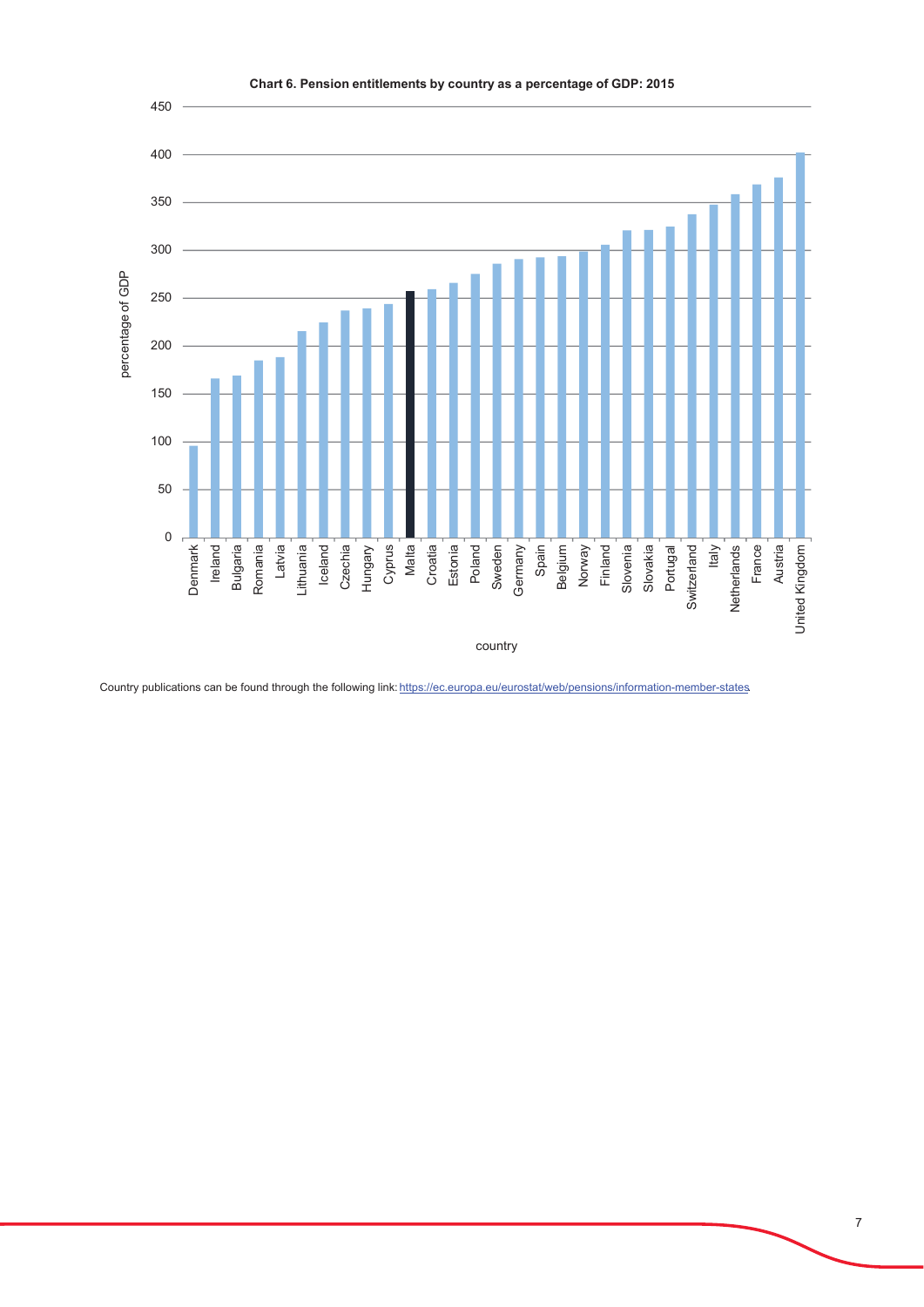**Chart 6. Pension entitlements by country as a percentage of GDP: 2015**

| country | percentage of GDP (approx.) |
| --- | --- |
| Denmark | 96 |
| Ireland | 166 |
| Bulgaria | 169 |
| Romania | 185 |
| Latvia | 188 |
| Lithuania | 215 |
| Iceland | 224 |
| Czechia | 237 |
| Hungary | 239 |
| Cyprus | 244 |
| Malta | 257 |
| Croatia | 259 |
| Estonia | 266 |
| Poland | 275 |
| Sweden | 286 |
| Germany | 291 |
| Spain | 292 |
| Belgium | 294 |
| Norway | 298 |
| Finland | 306 |
| Slovenia | 321 |
| Slovakia | 321 |
| Portugal | 325 |
| Switzerland | 337 |
| Italy | 347 |
| Netherlands | 358 |
| France | 369 |
| Austria | 376 |
| United Kingdom | 402 |

Country publications can be found through the following link: https://ec.europa.eu/eurostat/web/pensions/information-member-states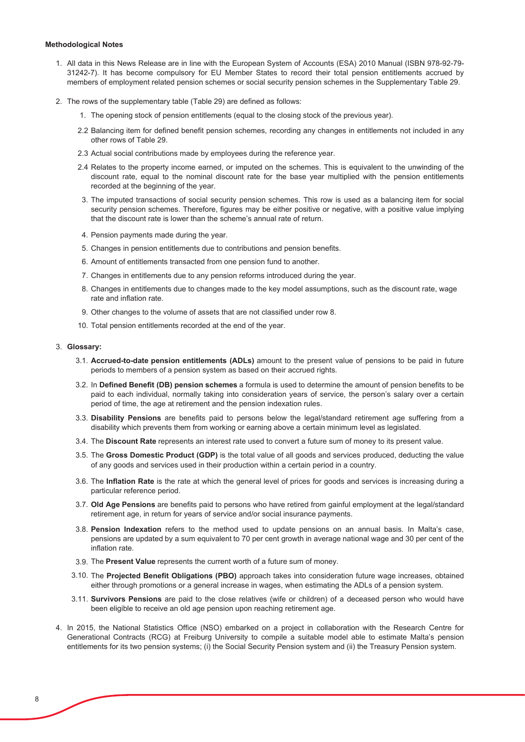**Methodological Notes**

1. All data in this News Release are in line with the European System of Accounts (ESA) 2010 Manual (ISBN 978-92-79-31242-7). It has become compulsory for EU Member States to record their total pension entitlements accrued by members of employment related pension schemes or social security pension schemes in the Supplementary Table 29.

2. The rows of the supplementary table (Table 29) are defined as follows:

   1. The opening stock of pension entitlements (equal to the closing stock of the previous year).

   2.2 Balancing item for defined benefit pension schemes, recording any changes in entitlements not included in any other rows of Table 29.

   2.3 Actual social contributions made by employees during the reference year.

   2.4 Relates to the property income earned, or imputed on the schemes. This is equivalent to the unwinding of the discount rate, equal to the nominal discount rate for the base year multiplied with the pension entitlements recorded at the beginning of the year.

   3. The imputed transactions of social security pension schemes. This row is used as a balancing item for social security pension schemes. Therefore, figures may be either positive or negative, with a positive value implying that the discount rate is lower than the scheme's annual rate of return.

   4. Pension payments made during the year.

   5. Changes in pension entitlements due to contributions and pension benefits.

   6. Amount of entitlements transacted from one pension fund to another.

   7. Changes in entitlements due to any pension reforms introduced during the year.

   8. Changes in entitlements due to changes made to the key model assumptions, such as the discount rate, wage rate and inflation rate.

   9. Other changes to the volume of assets that are not classified under row 8.

   10. Total pension entitlements recorded at the end of the year.

3. **Glossary:**

   3.1. **Accrued-to-date pension entitlements (ADLs)** amount to the present value of pensions to be paid in future periods to members of a pension system as based on their accrued rights.

   3.2. In **Defined Benefit (DB) pension schemes** a formula is used to determine the amount of pension benefits to be paid to each individual, normally taking into consideration years of service, the person's salary over a certain period of time, the age at retirement and the pension indexation rules.

   3.3. **Disability Pensions** are benefits paid to persons below the legal/standard retirement age suffering from a disability which prevents them from working or earning above a certain minimum level as legislated.

   3.4. The **Discount Rate** represents an interest rate used to convert a future sum of money to its present value.

   3.5. The **Gross Domestic Product (GDP)** is the total value of all goods and services produced, deducting the value of any goods and services used in their production within a certain period in a country.

   3.6. The **Inflation Rate** is the rate at which the general level of prices for goods and services is increasing during a particular reference period.

   3.7. **Old Age Pensions** are benefits paid to persons who have retired from gainful employment at the legal/standard retirement age, in return for years of service and/or social insurance payments.

   3.8. **Pension Indexation** refers to the method used to update pensions on an annual basis. In Malta's case, pensions are updated by a sum equivalent to 70 per cent growth in average national wage and 30 per cent of the inflation rate.

   3.9. The **Present Value** represents the current worth of a future sum of money.

   3.10. The **Projected Benefit Obligations (PBO)** approach takes into consideration future wage increases, obtained either through promotions or a general increase in wages, when estimating the ADLs of a pension system.

   3.11. **Survivors Pensions** are paid to the close relatives (wife or children) of a deceased person who would have been eligible to receive an old age pension upon reaching retirement age.

4. In 2015, the National Statistics Office (NSO) embarked on a project in collaboration with the Research Centre for Generational Contracts (RCG) at Freiburg University to compile a suitable model able to estimate Malta's pension entitlements for its two pension systems; (i) the Social Security Pension system and (ii) the Treasury Pension system.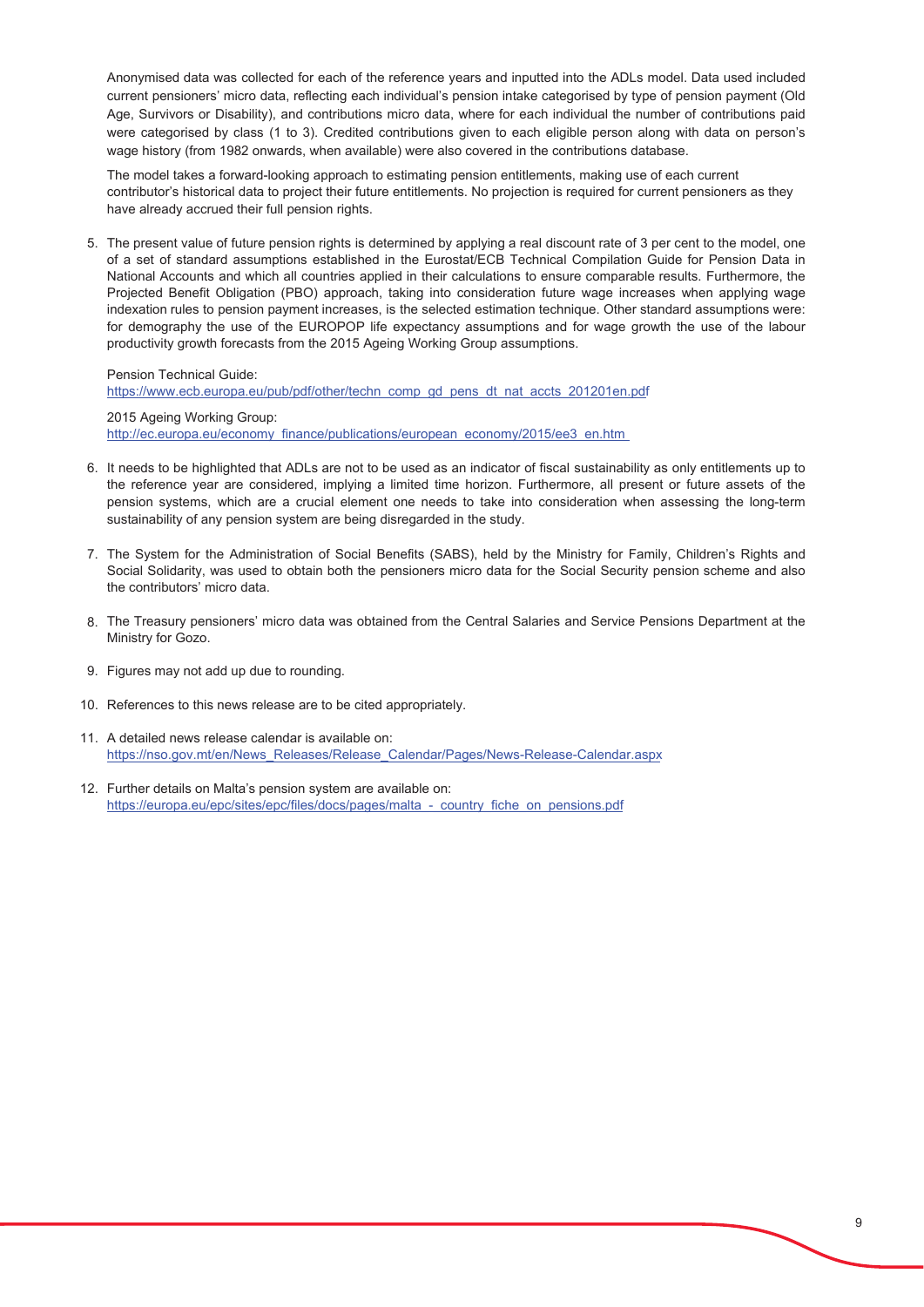Anonymised data was collected for each of the reference years and inputted into the ADLs model. Data used included current pensioners' micro data, reflecting each individual's pension intake categorised by type of pension payment (Old Age, Survivors or Disability), and contributions micro data, where for each individual the number of contributions paid were categorised by class (1 to 3). Credited contributions given to each eligible person along with data on person's wage history (from 1982 onwards, when available) were also covered in the contributions database.

The model takes a forward-looking approach to estimating pension entitlements, making use of each current contributor's historical data to project their future entitlements. No projection is required for current pensioners as they have already accrued their full pension rights.

5. The present value of future pension rights is determined by applying a real discount rate of 3 per cent to the model, one of a set of standard assumptions established in the Eurostat/ECB Technical Compilation Guide for Pension Data in National Accounts and which all countries applied in their calculations to ensure comparable results. Furthermore, the Projected Benefit Obligation (PBO) approach, taking into consideration future wage increases when applying wage indexation rules to pension payment increases, is the selected estimation technique. Other standard assumptions were: for demography the use of the EUROPOP life expectancy assumptions and for wage growth the use of the labour productivity growth forecasts from the 2015 Ageing Working Group assumptions.

   Pension Technical Guide:
   https://www.ecb.europa.eu/pub/pdf/other/techn_comp_gd_pens_dt_nat_accts_201201en.pdf

   2015 Ageing Working Group:
   http://ec.europa.eu/economy_finance/publications/european_economy/2015/ee3_en.htm

6. It needs to be highlighted that ADLs are not to be used as an indicator of fiscal sustainability as only entitlements up to the reference year are considered, implying a limited time horizon. Furthermore, all present or future assets of the pension systems, which are a crucial element one needs to take into consideration when assessing the long-term sustainability of any pension system are being disregarded in the study.

7. The System for the Administration of Social Benefits (SABS), held by the Ministry for Family, Children's Rights and Social Solidarity, was used to obtain both the pensioners micro data for the Social Security pension scheme and also the contributors' micro data.

8. The Treasury pensioners' micro data was obtained from the Central Salaries and Service Pensions Department at the Ministry for Gozo.

9. Figures may not add up due to rounding.

10. References to this news release are to be cited appropriately.

11. A detailed news release calendar is available on:
    https://nso.gov.mt/en/News_Releases/Release_Calendar/Pages/News-Release-Calendar.aspx

12. Further details on Malta's pension system are available on:
    https://europa.eu/epc/sites/epc/files/docs/pages/malta_-_country_fiche_on_pensions.pdf